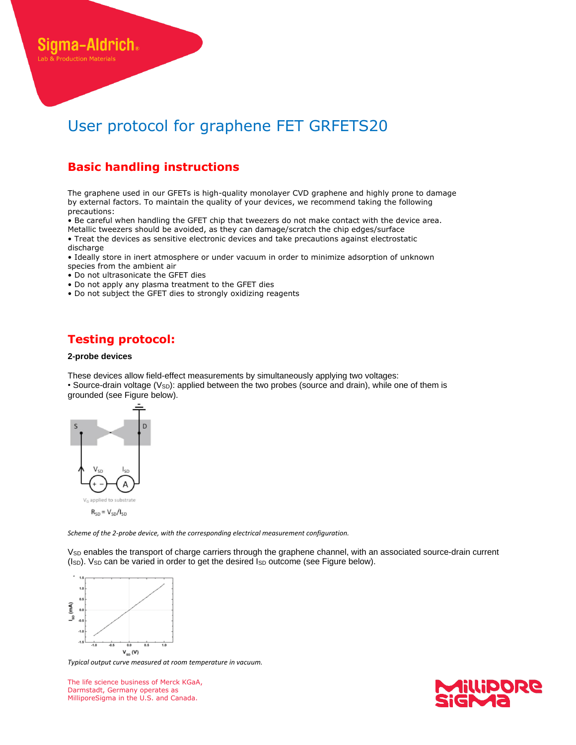# User protocol for graphene FET GRFETS20

## Basic handling instructions

The graphene used in our GFETs is high-quality monolayer CVD graphene and highly prone to damage by external factors. To maintain the quality of your devices, we recommend taking the following precautions:

- Be careful when handling the GFET chip that tweezers do not make contact with the device area. Metallic tweezers should be avoided, as they can damage/scratch the chip edges/surface
- Treat the devices as sensitive electronic devices and take precautions against electrostatic discharge
- Ideally store in inert atmosphere or under vacuum in order to minimize adsorption of unknown species from the ambient air
- Do not ultrasonicate the GFET dies
- Do not apply any plasma treatment to the GFET dies
- Do not subject the GFET dies to strongly oxidizing reagents

## Testing protocol:

**2-probe devices**

These devices allow field-effect measurements by simultaneously applying two voltages:

- Source-drain voltage ($V_{SD}$): applied between the two probes (source and drain), while one of them is grounded (see Figure below).

*Scheme of the 2-probe device, with the corresponding electrical measurement configuration.*

$V_{SD}$ enables the transport of charge carriers through the graphene channel, with an associated source-drain current ($I_{SD}$). $V_{SD}$ can be varied in order to get the desired $I_{SD}$ outcome (see Figure below).

*Typical output curve measured at room temperature in vacuum.*

The life science business of Merck KGaA, Darmstadt, Germany operates as MilliporeSigma in the U.S. and Canada.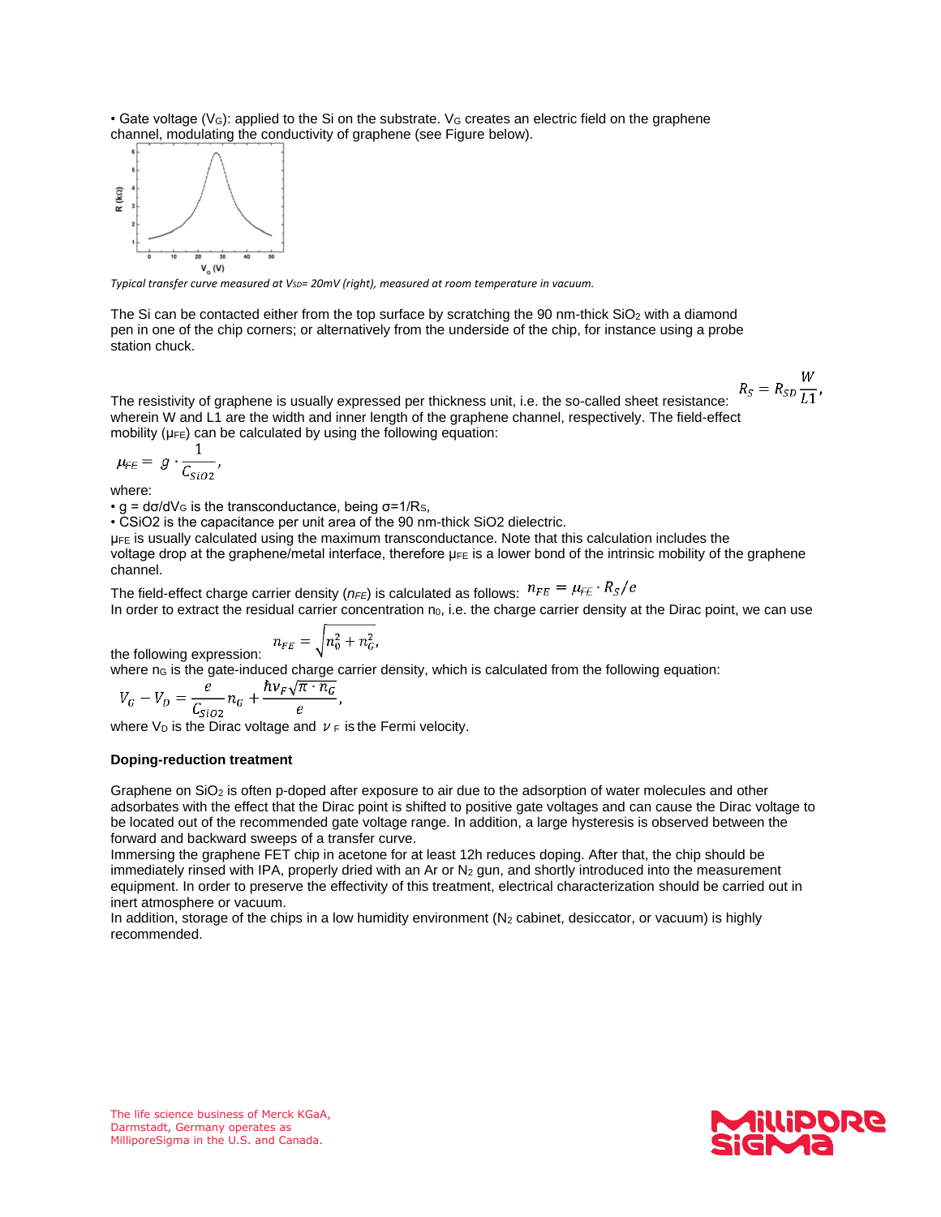• Gate voltage ($V_G$): applied to the Si on the substrate. $V_G$ creates an electric field on the graphene channel, modulating the conductivity of graphene (see Figure below).

R (kΩ)

6
5
4
3
2
1

0 10 20 30 40 50

$V_G$ (V)

*Typical transfer curve measured at $V_{SD}$= 20mV (right), measured at room temperature in vacuum.*

The Si can be contacted either from the top surface by scratching the 90 nm-thick $SiO_2$ with a diamond pen in one of the chip corners; or alternatively from the underside of the chip, for instance using a probe station chuck.

The resistivity of graphene is usually expressed per thickness unit, i.e. the so-called sheet resistance: $R_S = R_{SD}\frac{W}{L1}$, wherein W and L1 are the width and inner length of the graphene channel, respectively. The field-effect mobility ($\mu_{FE}$) can be calculated by using the following equation:

$$\mu_{FE} = g \cdot \frac{1}{C_{SiO2}},$$

where:

- $g = d\sigma/dV_G$ is the transconductance, being $\sigma = 1/R_S$,
- CSiO2 is the capacitance per unit area of the 90 nm-thick SiO2 dielectric.

$\mu_{FE}$ is usually calculated using the maximum transconductance. Note that this calculation includes the voltage drop at the graphene/metal interface, therefore $\mu_{FE}$ is a lower bond of the intrinsic mobility of the graphene channel.

The field-effect charge carrier density ($n_{FE}$) is calculated as follows: $n_{FE} = \mu_{FE} \cdot R_S/e$

In order to extract the residual carrier concentration $n_0$, i.e. the charge carrier density at the Dirac point, we can use the following expression: $n_{FE} = \sqrt{n_0^2 + n_G^2}$,

where $n_G$ is the gate-induced charge carrier density, which is calculated from the following equation:

$$V_G - V_D = \frac{e}{C_{SiO2}} n_G + \frac{\hbar v_F \sqrt{\pi \cdot n_G}}{e},$$

where $V_D$ is the Dirac voltage and $\nu_F$ is the Fermi velocity.

**Doping-reduction treatment**

Graphene on $SiO_2$ is often p-doped after exposure to air due to the adsorption of water molecules and other adsorbates with the effect that the Dirac point is shifted to positive gate voltages and can cause the Dirac voltage to be located out of the recommended gate voltage range. In addition, a large hysteresis is observed between the forward and backward sweeps of a transfer curve.

Immersing the graphene FET chip in acetone for at least 12h reduces doping. After that, the chip should be immediately rinsed with IPA, properly dried with an Ar or $N_2$ gun, and shortly introduced into the measurement equipment. In order to preserve the effectivity of this treatment, electrical characterization should be carried out in inert atmosphere or vacuum.

In addition, storage of the chips in a low humidity environment ($N_2$ cabinet, desiccator, or vacuum) is highly recommended.